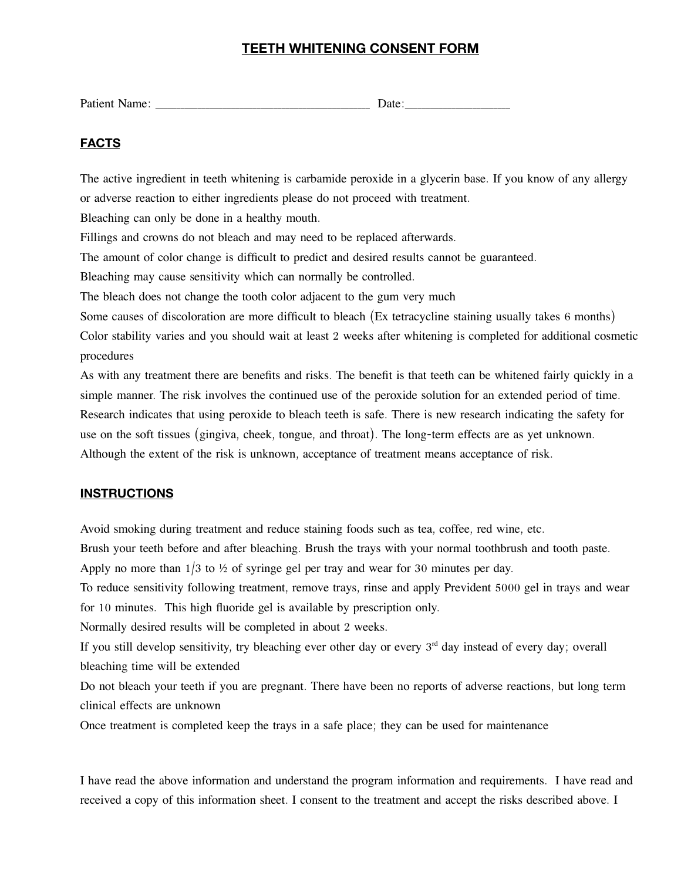# TEETH WHITENING CONSENT FORM

Patient Name: ___________________________________ Date:_________________

## FACTS

The active ingredient in teeth whitening is carbamide peroxide in a glycerin base. If you know of any allergy or adverse reaction to either ingredients please do not proceed with treatment.
Bleaching can only be done in a healthy mouth.
Fillings and crowns do not bleach and may need to be replaced afterwards.
The amount of color change is difficult to predict and desired results cannot be guaranteed.
Bleaching may cause sensitivity which can normally be controlled.
The bleach does not change the tooth color adjacent to the gum very much
Some causes of discoloration are more difficult to bleach (Ex tetracycline staining usually takes 6 months)
Color stability varies and you should wait at least 2 weeks after whitening is completed for additional cosmetic procedures
As with any treatment there are benefits and risks. The benefit is that teeth can be whitened fairly quickly in a simple manner. The risk involves the continued use of the peroxide solution for an extended period of time. Research indicates that using peroxide to bleach teeth is safe. There is new research indicating the safety for use on the soft tissues (gingiva, cheek, tongue, and throat). The long-term effects are as yet unknown. Although the extent of the risk is unknown, acceptance of treatment means acceptance of risk.

## INSTRUCTIONS

Avoid smoking during treatment and reduce staining foods such as tea, coffee, red wine, etc.
Brush your teeth before and after bleaching. Brush the trays with your normal toothbrush and tooth paste.
Apply no more than 1/3 to ½ of syringe gel per tray and wear for 30 minutes per day.
To reduce sensitivity following treatment, remove trays, rinse and apply Prevident 5000 gel in trays and wear for 10 minutes. This high fluoride gel is available by prescription only.
Normally desired results will be completed in about 2 weeks.
If you still develop sensitivity, try bleaching ever other day or every 3rd day instead of every day; overall bleaching time will be extended
Do not bleach your teeth if you are pregnant. There have been no reports of adverse reactions, but long term clinical effects are unknown
Once treatment is completed keep the trays in a safe place; they can be used for maintenance

I have read the above information and understand the program information and requirements. I have read and received a copy of this information sheet. I consent to the treatment and accept the risks described above. I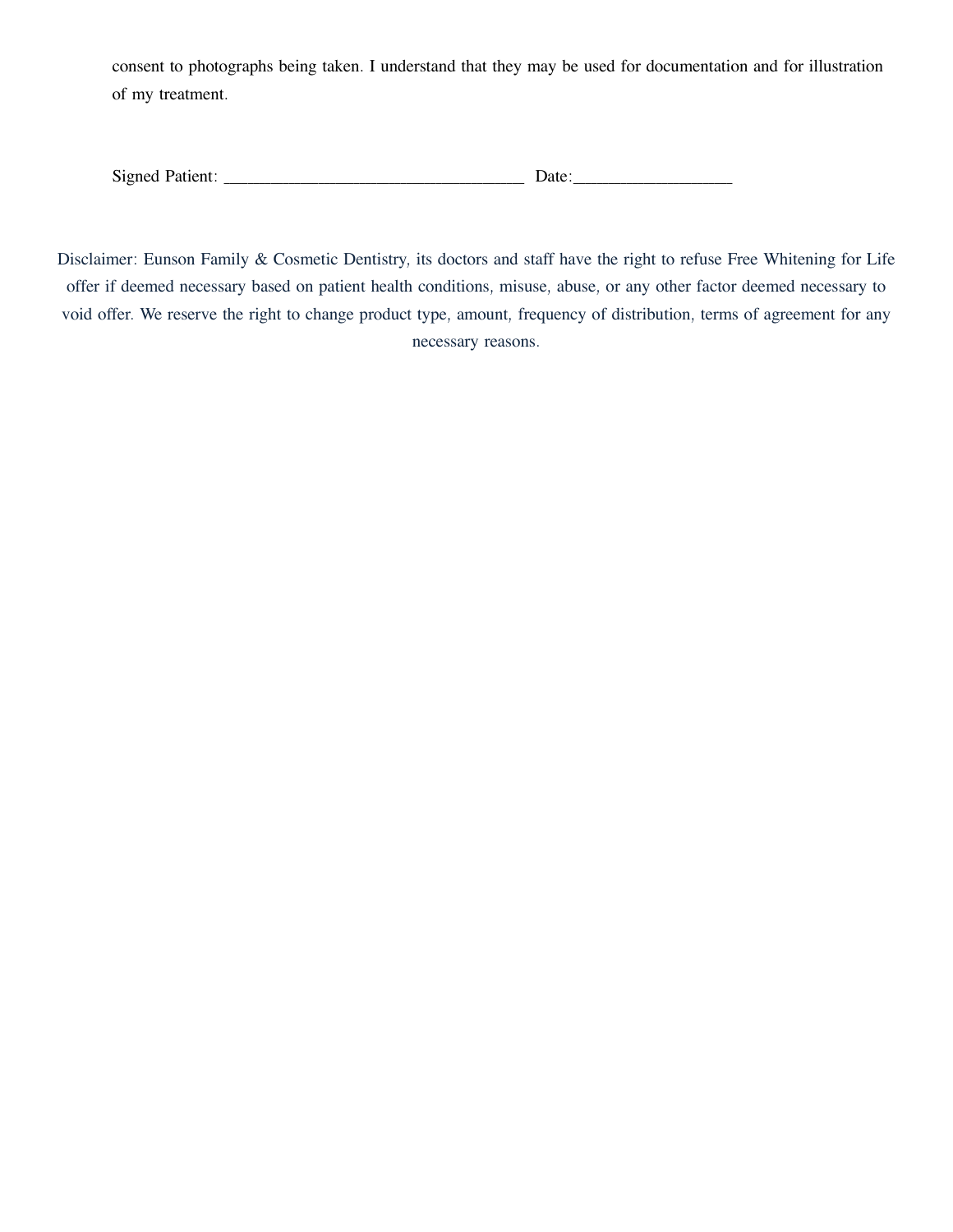consent to photographs being taken. I understand that they may be used for documentation and for illustration of my treatment.

Signed Patient: ___________________________________ Date:__________________

Disclaimer: Eunson Family & Cosmetic Dentistry, its doctors and staff have the right to refuse Free Whitening for Life offer if deemed necessary based on patient health conditions, misuse, abuse, or any other factor deemed necessary to void offer. We reserve the right to change product type, amount, frequency of distribution, terms of agreement for any necessary reasons.